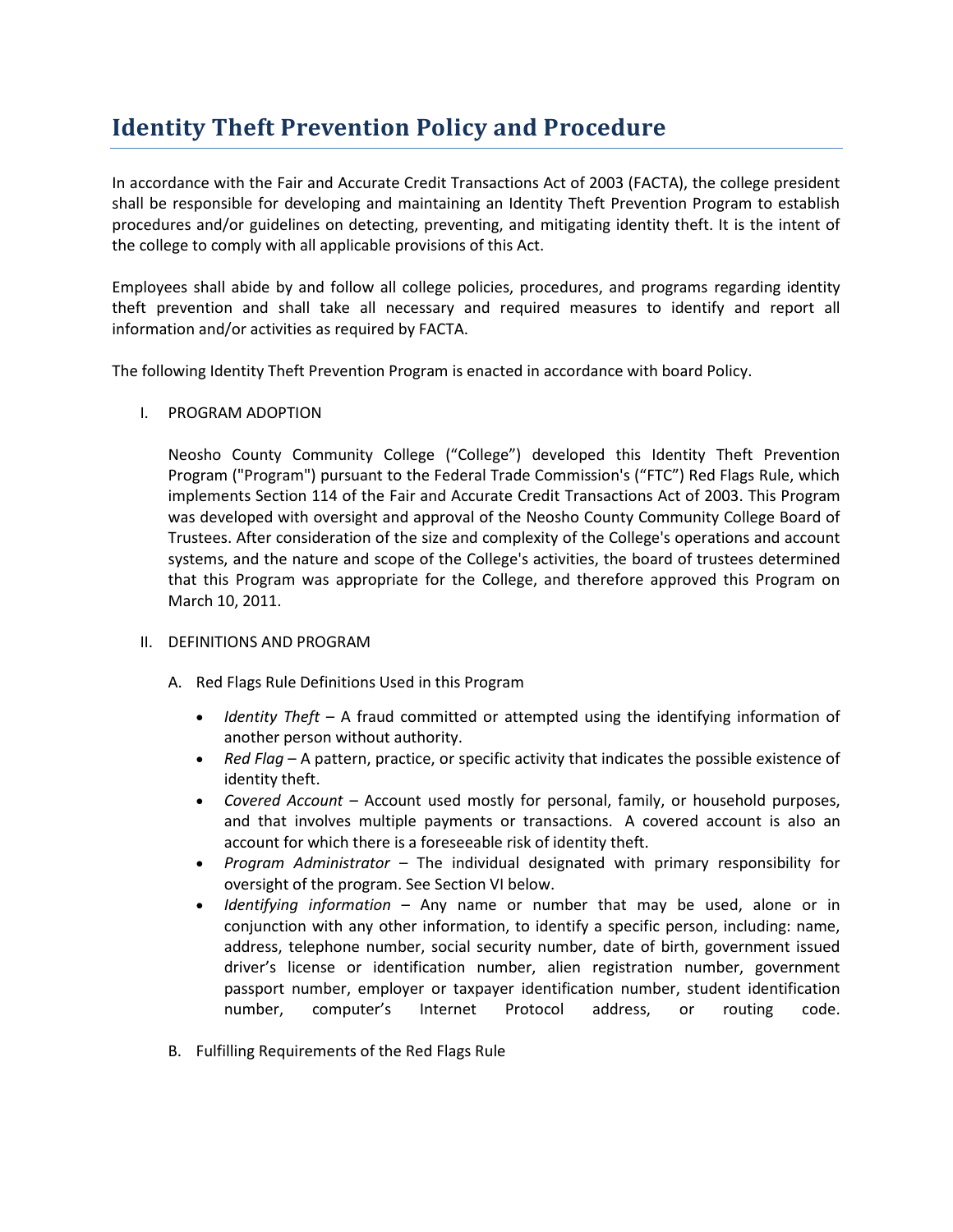# Identity Theft Prevention Policy and Procedure

In accordance with the Fair and Accurate Credit Transactions Act of 2003 (FACTA), the college president shall be responsible for developing and maintaining an Identity Theft Prevention Program to establish procedures and/or guidelines on detecting, preventing, and mitigating identity theft. It is the intent of the college to comply with all applicable provisions of this Act.

Employees shall abide by and follow all college policies, procedures, and programs regarding identity theft prevention and shall take all necessary and required measures to identify and report all information and/or activities as required by FACTA.

The following Identity Theft Prevention Program is enacted in accordance with board Policy.

I. PROGRAM ADOPTION

   Neosho County Community College ("College") developed this Identity Theft Prevention Program ("Program") pursuant to the Federal Trade Commission's ("FTC") Red Flags Rule, which implements Section 114 of the Fair and Accurate Credit Transactions Act of 2003. This Program was developed with oversight and approval of the Neosho County Community College Board of Trustees. After consideration of the size and complexity of the College's operations and account systems, and the nature and scope of the College's activities, the board of trustees determined that this Program was appropriate for the College, and therefore approved this Program on March 10, 2011.

II. DEFINITIONS AND PROGRAM

   A. Red Flags Rule Definitions Used in this Program

      - *Identity Theft* – A fraud committed or attempted using the identifying information of another person without authority.
      - *Red Flag* – A pattern, practice, or specific activity that indicates the possible existence of identity theft.
      - *Covered Account* – Account used mostly for personal, family, or household purposes, and that involves multiple payments or transactions. A covered account is also an account for which there is a foreseeable risk of identity theft.
      - *Program Administrator* – The individual designated with primary responsibility for oversight of the program. See Section VI below.
      - *Identifying information* – Any name or number that may be used, alone or in conjunction with any other information, to identify a specific person, including: name, address, telephone number, social security number, date of birth, government issued driver's license or identification number, alien registration number, government passport number, employer or taxpayer identification number, student identification number, computer's Internet Protocol address, or routing code.

   B. Fulfilling Requirements of the Red Flags Rule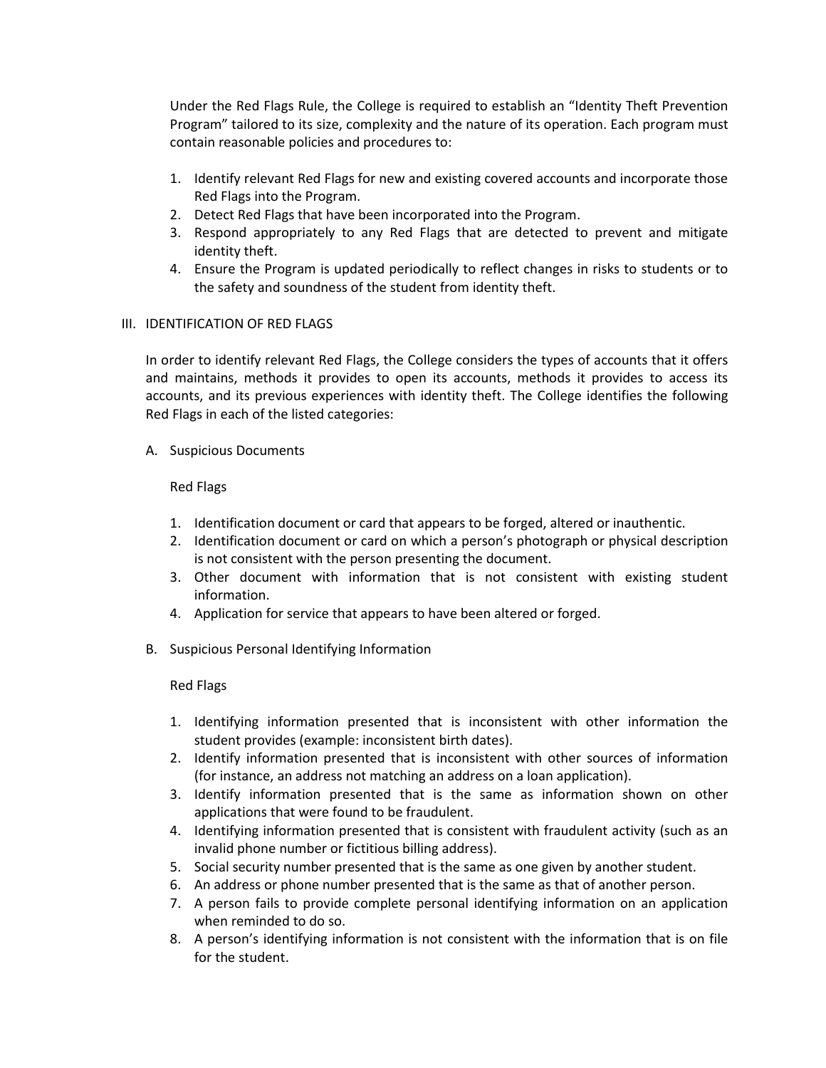Under the Red Flags Rule, the College is required to establish an "Identity Theft Prevention Program" tailored to its size, complexity and the nature of its operation. Each program must contain reasonable policies and procedures to:

1. Identify relevant Red Flags for new and existing covered accounts and incorporate those Red Flags into the Program.
2. Detect Red Flags that have been incorporated into the Program.
3. Respond appropriately to any Red Flags that are detected to prevent and mitigate identity theft.
4. Ensure the Program is updated periodically to reflect changes in risks to students or to the safety and soundness of the student from identity theft.

## III. IDENTIFICATION OF RED FLAGS

In order to identify relevant Red Flags, the College considers the types of accounts that it offers and maintains, methods it provides to open its accounts, methods it provides to access its accounts, and its previous experiences with identity theft. The College identifies the following Red Flags in each of the listed categories:

### A. Suspicious Documents

Red Flags

1. Identification document or card that appears to be forged, altered or inauthentic.
2. Identification document or card on which a person's photograph or physical description is not consistent with the person presenting the document.
3. Other document with information that is not consistent with existing student information.
4. Application for service that appears to have been altered or forged.

### B. Suspicious Personal Identifying Information

Red Flags

1. Identifying information presented that is inconsistent with other information the student provides (example: inconsistent birth dates).
2. Identify information presented that is inconsistent with other sources of information (for instance, an address not matching an address on a loan application).
3. Identify information presented that is the same as information shown on other applications that were found to be fraudulent.
4. Identifying information presented that is consistent with fraudulent activity (such as an invalid phone number or fictitious billing address).
5. Social security number presented that is the same as one given by another student.
6. An address or phone number presented that is the same as that of another person.
7. A person fails to provide complete personal identifying information on an application when reminded to do so.
8. A person's identifying information is not consistent with the information that is on file for the student.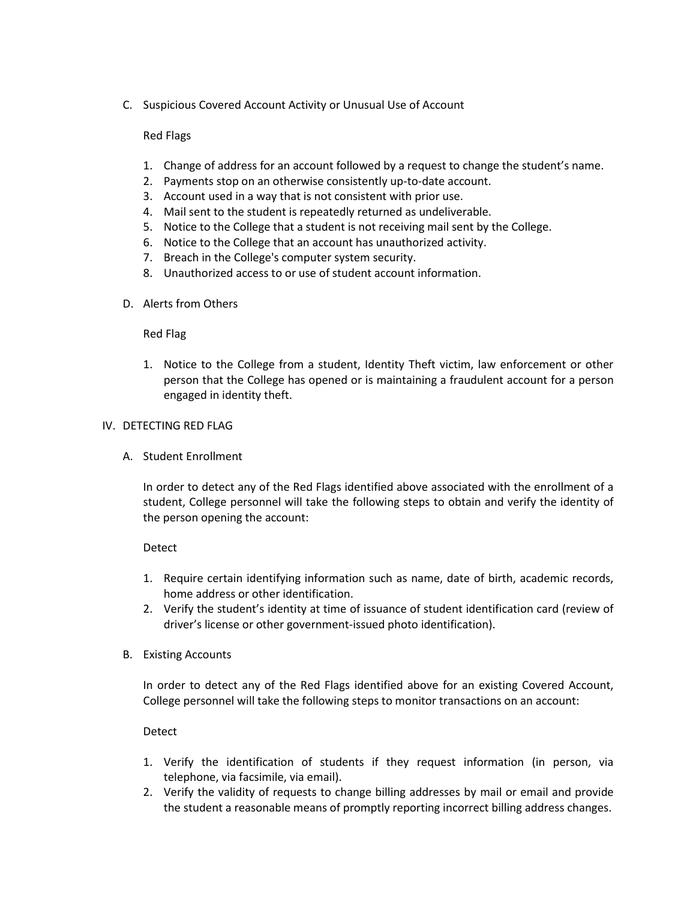C. Suspicious Covered Account Activity or Unusual Use of Account

Red Flags

1. Change of address for an account followed by a request to change the student's name.
2. Payments stop on an otherwise consistently up-to-date account.
3. Account used in a way that is not consistent with prior use.
4. Mail sent to the student is repeatedly returned as undeliverable.
5. Notice to the College that a student is not receiving mail sent by the College.
6. Notice to the College that an account has unauthorized activity.
7. Breach in the College's computer system security.
8. Unauthorized access to or use of student account information.

D. Alerts from Others

Red Flag

1. Notice to the College from a student, Identity Theft victim, law enforcement or other person that the College has opened or is maintaining a fraudulent account for a person engaged in identity theft.

## IV. DETECTING RED FLAG

A. Student Enrollment

In order to detect any of the Red Flags identified above associated with the enrollment of a student, College personnel will take the following steps to obtain and verify the identity of the person opening the account:

Detect

1. Require certain identifying information such as name, date of birth, academic records, home address or other identification.
2. Verify the student's identity at time of issuance of student identification card (review of driver's license or other government-issued photo identification).

B. Existing Accounts

In order to detect any of the Red Flags identified above for an existing Covered Account, College personnel will take the following steps to monitor transactions on an account:

Detect

1. Verify the identification of students if they request information (in person, via telephone, via facsimile, via email).
2. Verify the validity of requests to change billing addresses by mail or email and provide the student a reasonable means of promptly reporting incorrect billing address changes.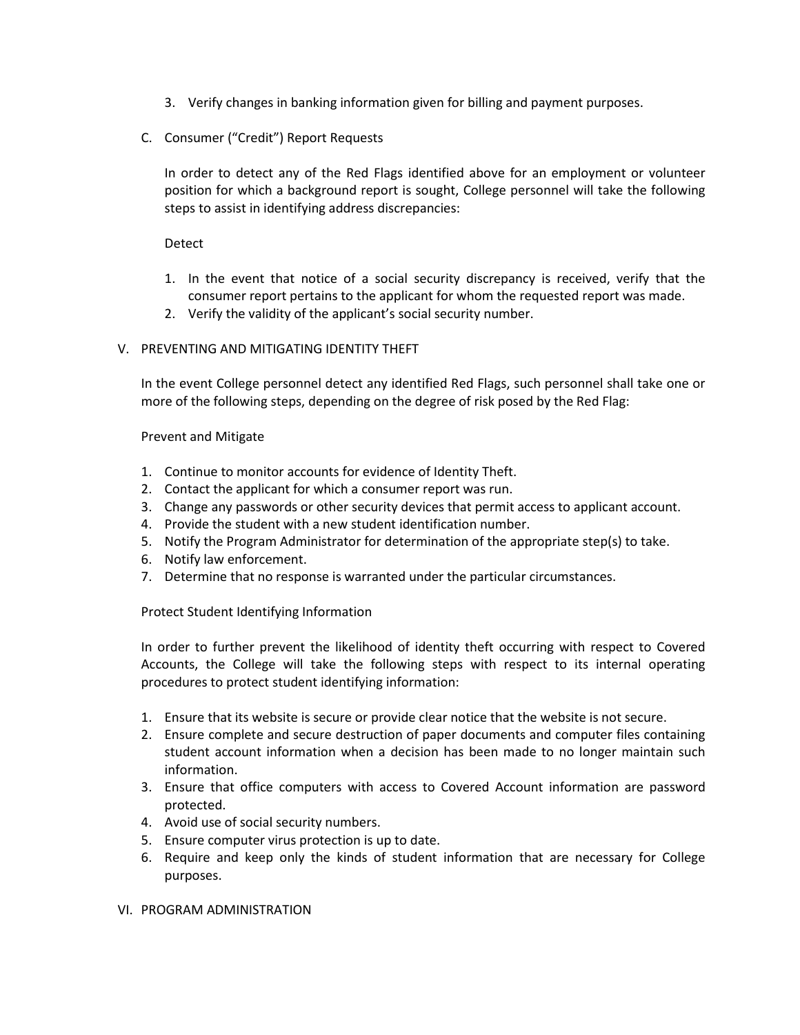3. Verify changes in banking information given for billing and payment purposes.

C. Consumer ("Credit") Report Requests

In order to detect any of the Red Flags identified above for an employment or volunteer position for which a background report is sought, College personnel will take the following steps to assist in identifying address discrepancies:

Detect

1. In the event that notice of a social security discrepancy is received, verify that the consumer report pertains to the applicant for whom the requested report was made.
2. Verify the validity of the applicant's social security number.

## V. PREVENTING AND MITIGATING IDENTITY THEFT

In the event College personnel detect any identified Red Flags, such personnel shall take one or more of the following steps, depending on the degree of risk posed by the Red Flag:

Prevent and Mitigate

1. Continue to monitor accounts for evidence of Identity Theft.
2. Contact the applicant for which a consumer report was run.
3. Change any passwords or other security devices that permit access to applicant account.
4. Provide the student with a new student identification number.
5. Notify the Program Administrator for determination of the appropriate step(s) to take.
6. Notify law enforcement.
7. Determine that no response is warranted under the particular circumstances.

Protect Student Identifying Information

In order to further prevent the likelihood of identity theft occurring with respect to Covered Accounts, the College will take the following steps with respect to its internal operating procedures to protect student identifying information:

1. Ensure that its website is secure or provide clear notice that the website is not secure.
2. Ensure complete and secure destruction of paper documents and computer files containing student account information when a decision has been made to no longer maintain such information.
3. Ensure that office computers with access to Covered Account information are password protected.
4. Avoid use of social security numbers.
5. Ensure computer virus protection is up to date.
6. Require and keep only the kinds of student information that are necessary for College purposes.

## VI. PROGRAM ADMINISTRATION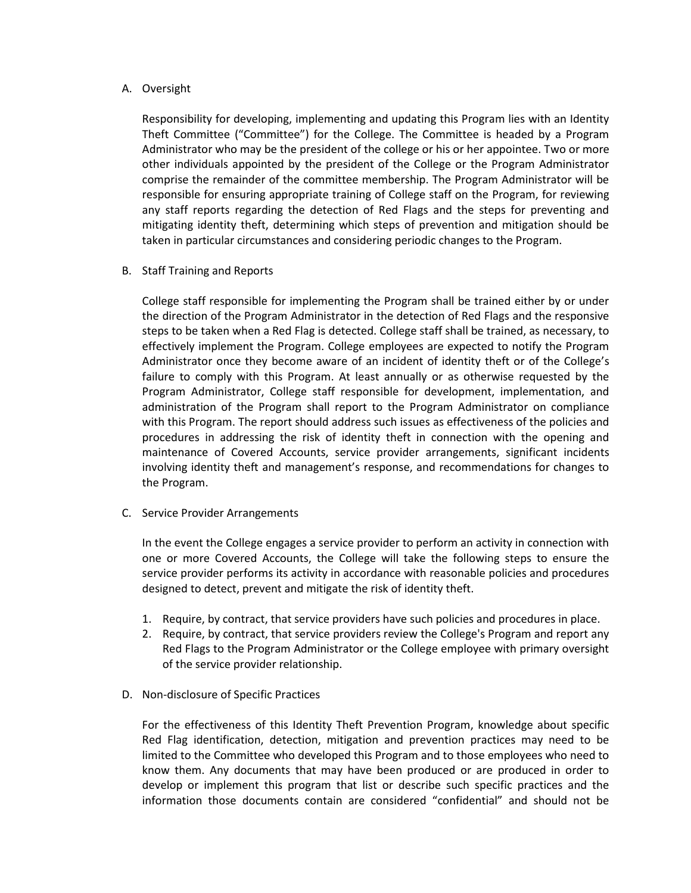A. Oversight

Responsibility for developing, implementing and updating this Program lies with an Identity Theft Committee ("Committee") for the College. The Committee is headed by a Program Administrator who may be the president of the college or his or her appointee. Two or more other individuals appointed by the president of the College or the Program Administrator comprise the remainder of the committee membership. The Program Administrator will be responsible for ensuring appropriate training of College staff on the Program, for reviewing any staff reports regarding the detection of Red Flags and the steps for preventing and mitigating identity theft, determining which steps of prevention and mitigation should be taken in particular circumstances and considering periodic changes to the Program.

B. Staff Training and Reports

College staff responsible for implementing the Program shall be trained either by or under the direction of the Program Administrator in the detection of Red Flags and the responsive steps to be taken when a Red Flag is detected. College staff shall be trained, as necessary, to effectively implement the Program. College employees are expected to notify the Program Administrator once they become aware of an incident of identity theft or of the College's failure to comply with this Program. At least annually or as otherwise requested by the Program Administrator, College staff responsible for development, implementation, and administration of the Program shall report to the Program Administrator on compliance with this Program. The report should address such issues as effectiveness of the policies and procedures in addressing the risk of identity theft in connection with the opening and maintenance of Covered Accounts, service provider arrangements, significant incidents involving identity theft and management's response, and recommendations for changes to the Program.

C. Service Provider Arrangements

In the event the College engages a service provider to perform an activity in connection with one or more Covered Accounts, the College will take the following steps to ensure the service provider performs its activity in accordance with reasonable policies and procedures designed to detect, prevent and mitigate the risk of identity theft.

1. Require, by contract, that service providers have such policies and procedures in place.
2. Require, by contract, that service providers review the College's Program and report any Red Flags to the Program Administrator or the College employee with primary oversight of the service provider relationship.

D. Non-disclosure of Specific Practices

For the effectiveness of this Identity Theft Prevention Program, knowledge about specific Red Flag identification, detection, mitigation and prevention practices may need to be limited to the Committee who developed this Program and to those employees who need to know them. Any documents that may have been produced or are produced in order to develop or implement this program that list or describe such specific practices and the information those documents contain are considered "confidential" and should not be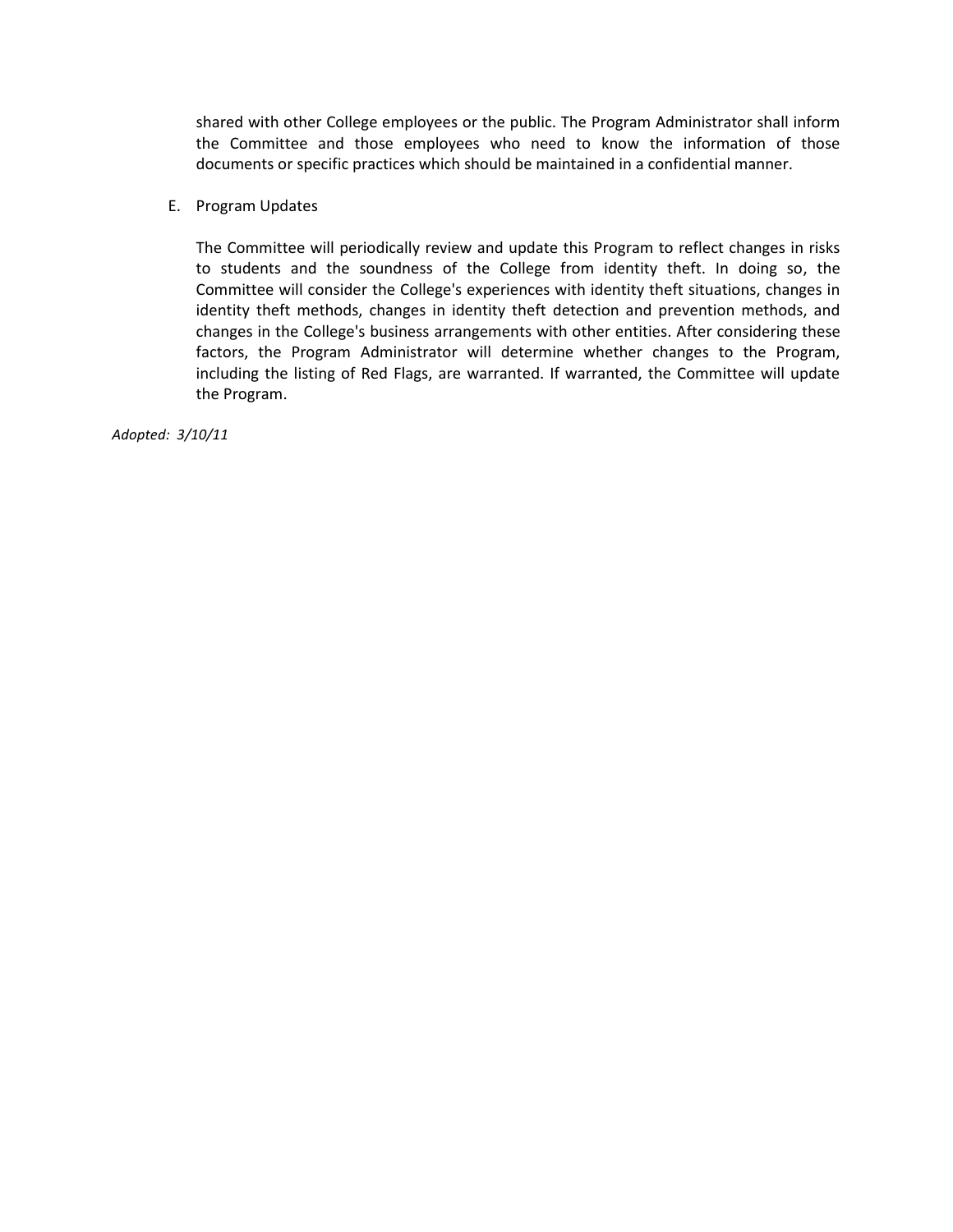shared with other College employees or the public. The Program Administrator shall inform the Committee and those employees who need to know the information of those documents or specific practices which should be maintained in a confidential manner.

E. Program Updates

The Committee will periodically review and update this Program to reflect changes in risks to students and the soundness of the College from identity theft. In doing so, the Committee will consider the College's experiences with identity theft situations, changes in identity theft methods, changes in identity theft detection and prevention methods, and changes in the College's business arrangements with other entities. After considering these factors, the Program Administrator will determine whether changes to the Program, including the listing of Red Flags, are warranted. If warranted, the Committee will update the Program.

*Adopted: 3/10/11*